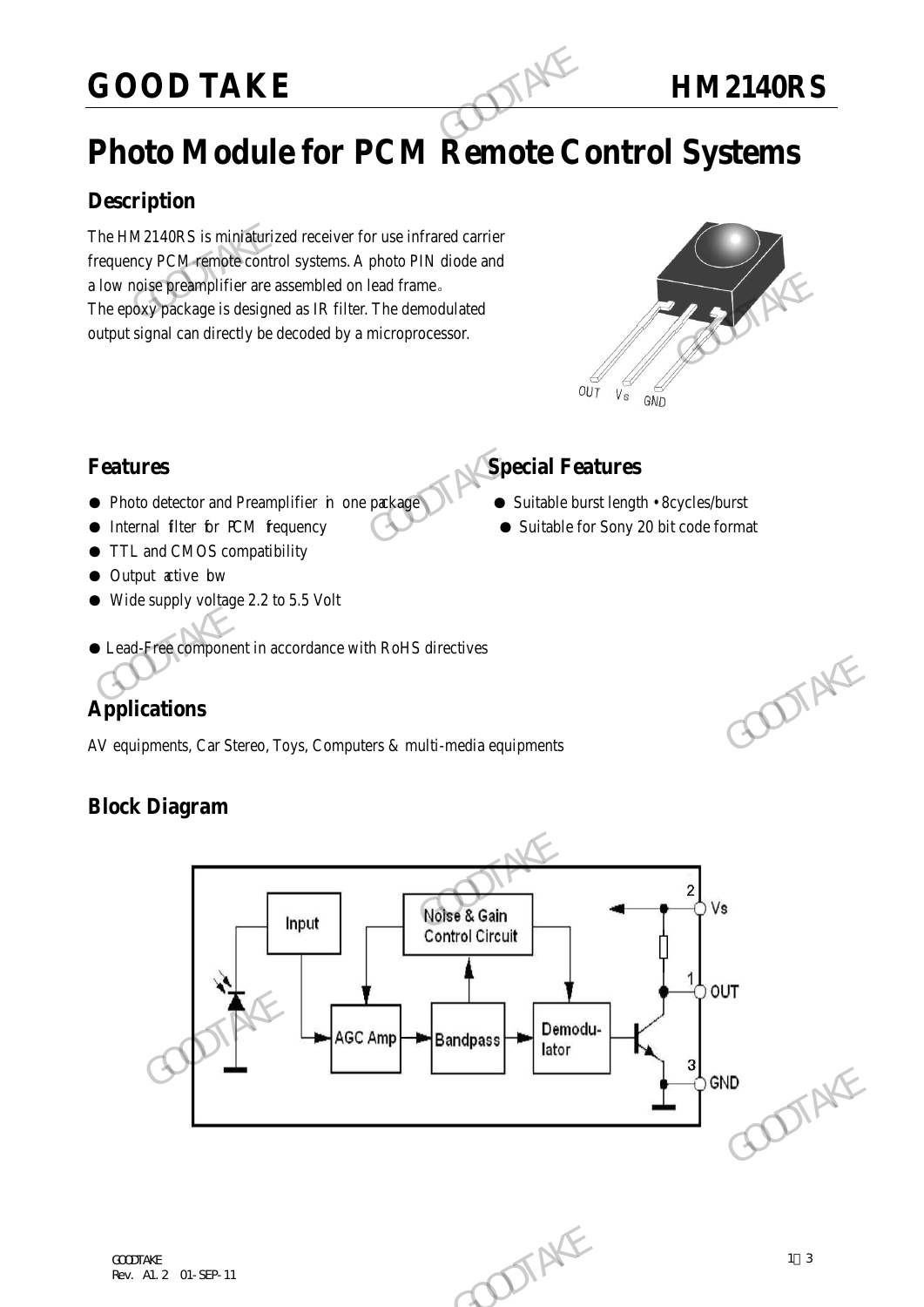# Photo Module for PCM Remote Control Systems

## Description

The HM2140RS is miniaturized receiver for use infrared carrier frequency PCM remote control systems. A photo PIN diode and a low noise preamplifier are assembled on lead frame。
The epoxy package is designed as IR filter. The demodulated output signal can directly be decoded by a microprocessor.

OUT Vs GND

## Features

- Photo detector and Preamplifier in one package
- Internal filter for PCM frequency
- TTL and CMOS compatibility
- Output active low
- Wide supply voltage 2.2 to 5.5 Volt
- Lead-Free component in accordance with RoHS directives

## Special Features

- Suitable burst length • 8cycles/burst
- Suitable for Sony 20 bit code format

## Applications

AV equipments, Car Stereo, Toys, Computers & multi-media equipments

## Block Diagram

Input → AGC Amp → Bandpass → Demodulator; Noise & Gain Control Circuit

Pins: 2 Vs, 1 OUT, 3 GND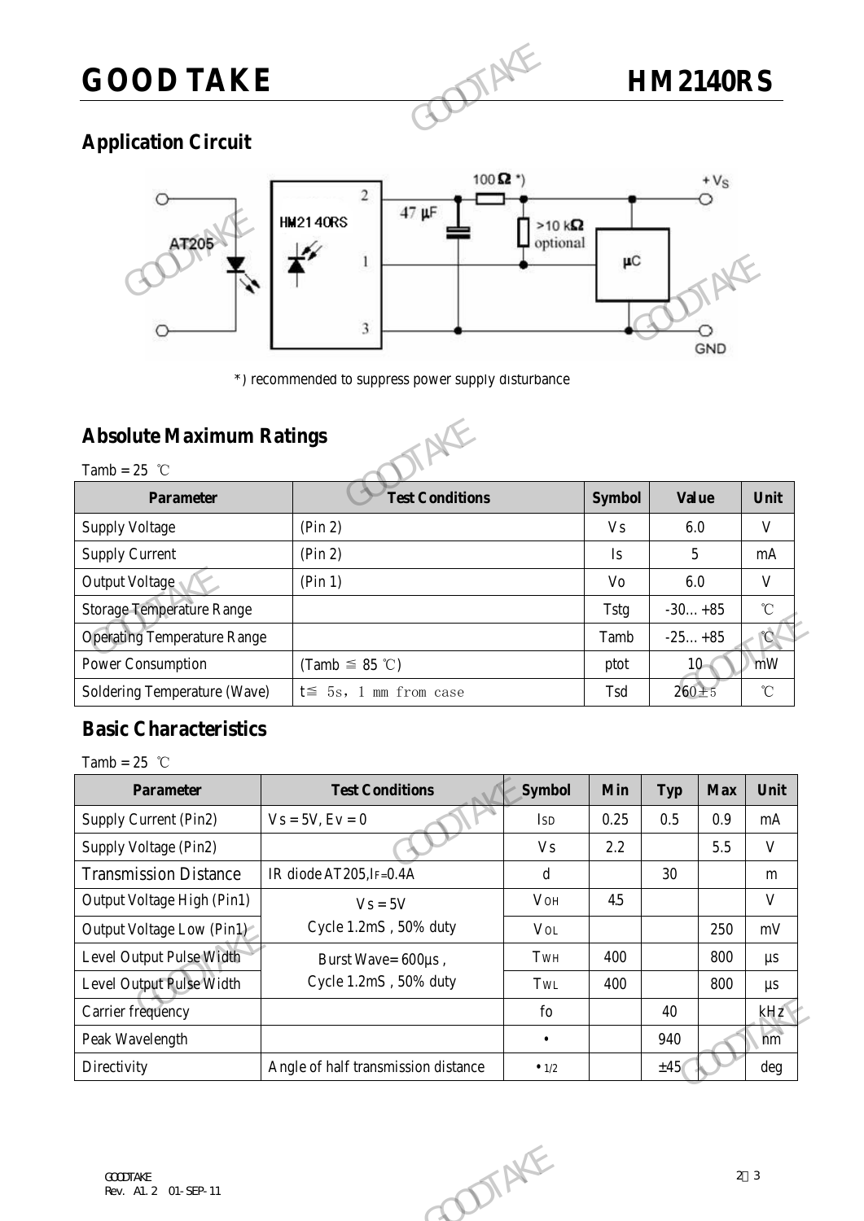## Application Circuit

*) recommended to suppress power supply disturbance

## Absolute Maximum Ratings

Tamb = 25 ℃

| Parameter | Test Conditions | Symbol | Value | Unit |
|---|---|---|---|---|
| Supply Voltage | (Pin 2) | Vs | 6.0 | V |
| Supply Current | (Pin 2) | Is | 5 | mA |
| Output Voltage | (Pin 1) | Vo | 6.0 | V |
| Storage Temperature Range | | Tstg | -30…+85 | ℃ |
| Operating Temperature Range | | Tamb | -25…+85 | ℃ |
| Power Consumption | (Tamb ≦ 85 ℃) | ptot | 10 | mW |
| Soldering Temperature (Wave) | t≦ 5s, 1 mm from case | Tsd | 260±5 | ℃ |

## Basic Characteristics

Tamb = 25 ℃

| Parameter | Test Conditions | Symbol | Min | Typ | Max | Unit |
|---|---|---|---|---|---|---|
| Supply Current (Pin2) | Vs = 5V, Ev = 0 | $I_{SD}$ | 0.25 | 0.5 | 0.9 | mA |
| Supply Voltage (Pin2) | | Vs | 2.2 | | 5.5 | V |
| Transmission Distance | IR diode AT205, $I_F$=0.4A | d | | 30 | | m |
| Output Voltage High (Pin1) | Vs = 5V<br>Cycle 1.2mS , 50% duty | $V_{OH}$ | 4.5 | | | V |
| Output Voltage Low (Pin1) | | $V_{OL}$ | | | 250 | mV |
| Level Output Pulse Width | Burst Wave= 600µs ,<br>Cycle 1.2mS , 50% duty | $T_{WH}$ | 400 | | 800 | µs |
| Level Output Pulse Width | | $T_{WL}$ | 400 | | 800 | µs |
| Carrier frequency | | fo | | 40 | | kHz |
| Peak Wavelength | | • | | 940 | | nm |
| Directivity | Angle of half transmission distance | $•_{1/2}$ | | ±45 | | deg |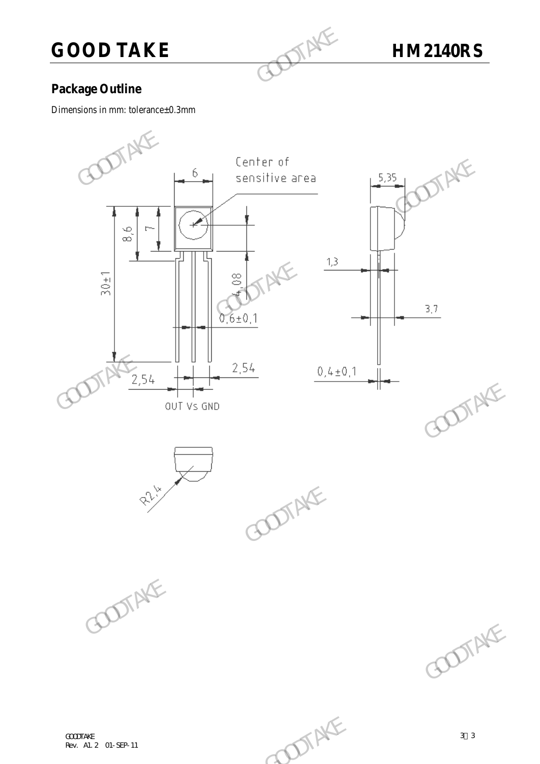## Package Outline

Dimensions in mm: tolerance±0.3mm

6

Center of sensitive area

5,35

8,6

7

30±1

4,08

1,3

0,6±0,1

3,7

2,54

2,54

0,4±0,1

OUT Vs GND

R2,4